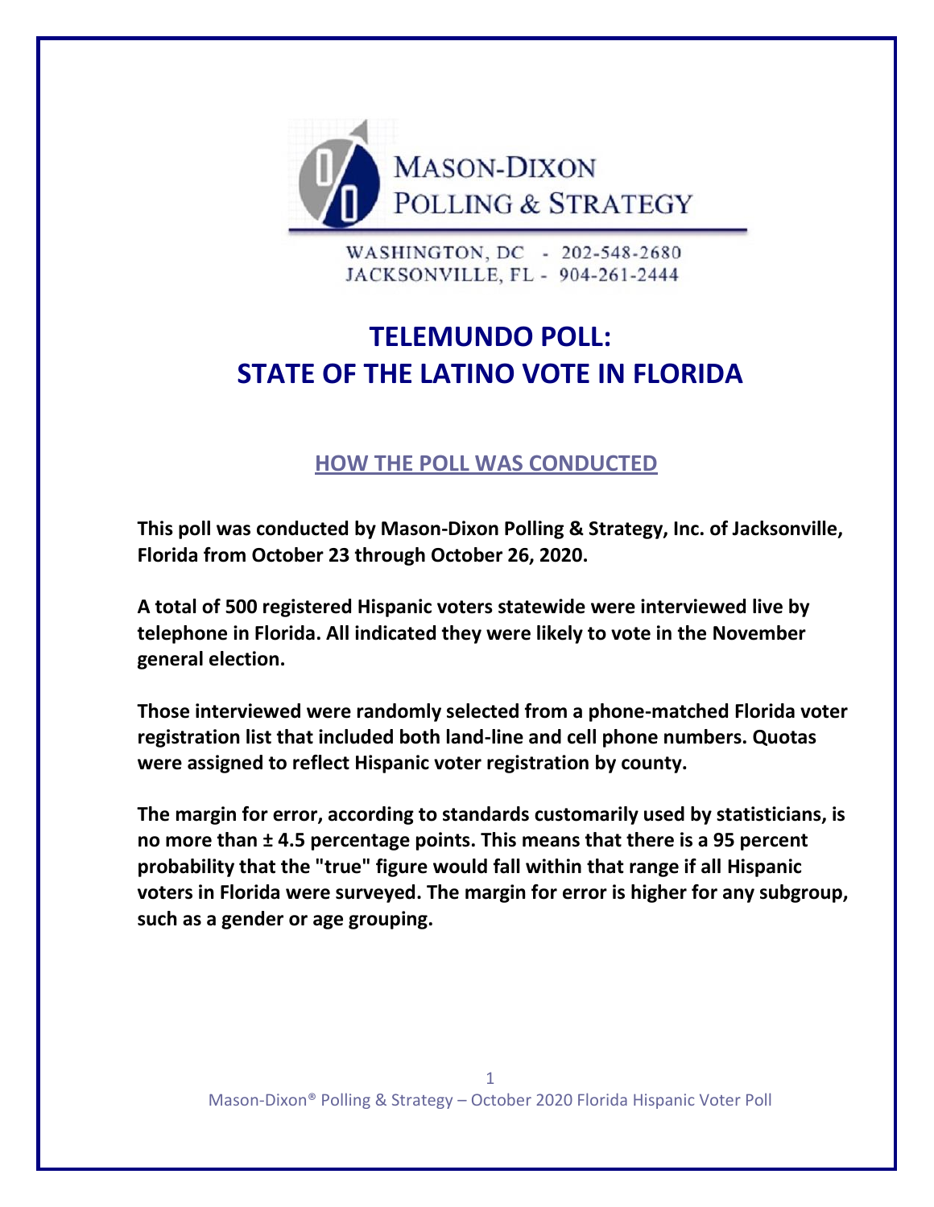MASON-DIXON
POLLING & STRATEGY

WASHINGTON, DC - 202-548-2680
JACKSONVILLE, FL - 904-261-2444

# TELEMUNDO POLL:
# STATE OF THE LATINO VOTE IN FLORIDA

## HOW THE POLL WAS CONDUCTED

**This poll was conducted by Mason-Dixon Polling & Strategy, Inc. of Jacksonville, Florida from October 23 through October 26, 2020.**

**A total of 500 registered Hispanic voters statewide were interviewed live by telephone in Florida. All indicated they were likely to vote in the November general election.**

**Those interviewed were randomly selected from a phone-matched Florida voter registration list that included both land-line and cell phone numbers. Quotas were assigned to reflect Hispanic voter registration by county.**

**The margin for error, according to standards customarily used by statisticians, is no more than ± 4.5 percentage points. This means that there is a 95 percent probability that the "true" figure would fall within that range if all Hispanic voters in Florida were surveyed. The margin for error is higher for any subgroup, such as a gender or age grouping.**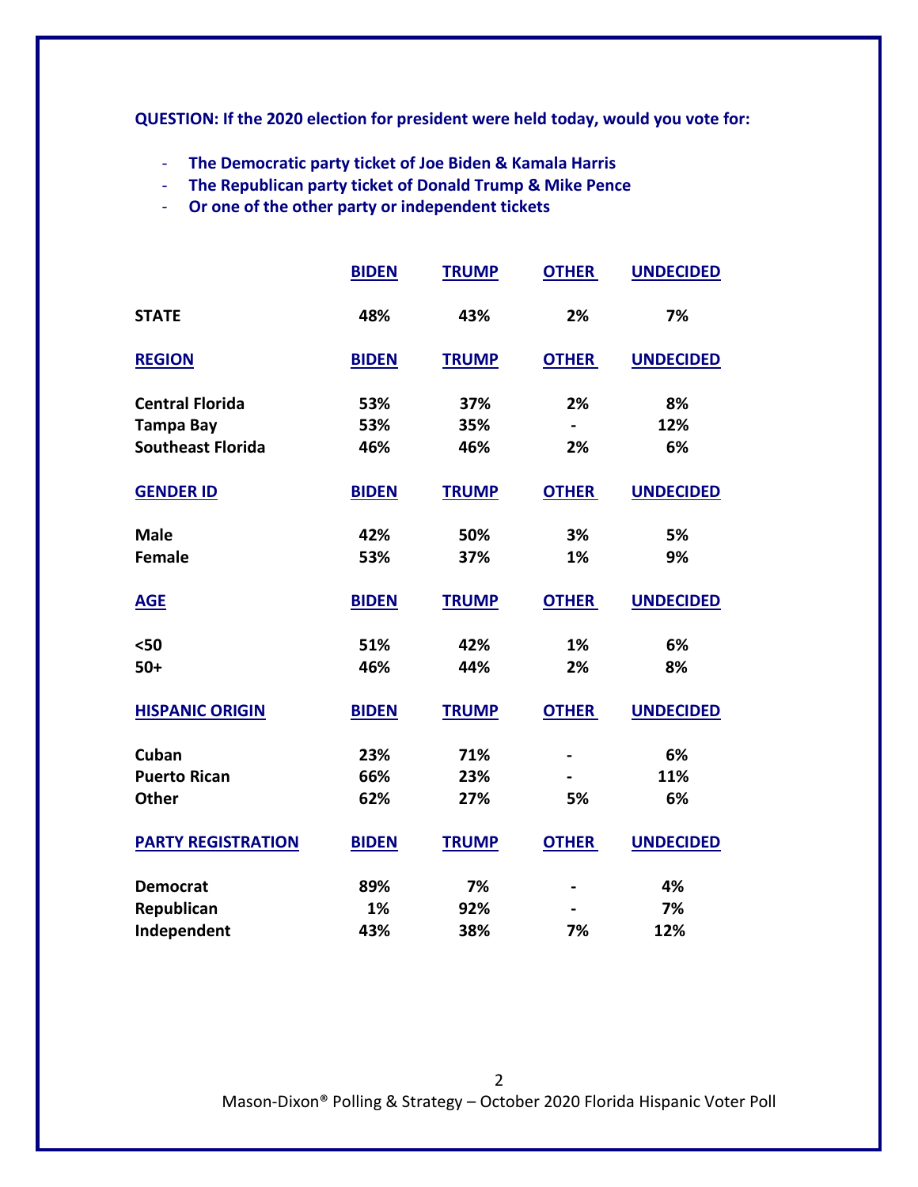**QUESTION: If the 2020 election for president were held today, would you vote for:**

- **The Democratic party ticket of Joe Biden & Kamala Harris**
- **The Republican party ticket of Donald Trump & Mike Pence**
- **Or one of the other party or independent tickets**

| | BIDEN | TRUMP | OTHER | UNDECIDED |
|---|---|---|---|---|
| **STATE** | 48% | 43% | 2% | 7% |
| **REGION** | **BIDEN** | **TRUMP** | **OTHER** | **UNDECIDED** |
| Central Florida | 53% | 37% | 2% | 8% |
| Tampa Bay | 53% | 35% | - | 12% |
| Southeast Florida | 46% | 46% | 2% | 6% |
| **GENDER ID** | **BIDEN** | **TRUMP** | **OTHER** | **UNDECIDED** |
| Male | 42% | 50% | 3% | 5% |
| Female | 53% | 37% | 1% | 9% |
| **AGE** | **BIDEN** | **TRUMP** | **OTHER** | **UNDECIDED** |
| <50 | 51% | 42% | 1% | 6% |
| 50+ | 46% | 44% | 2% | 8% |
| **HISPANIC ORIGIN** | **BIDEN** | **TRUMP** | **OTHER** | **UNDECIDED** |
| Cuban | 23% | 71% | - | 6% |
| Puerto Rican | 66% | 23% | - | 11% |
| Other | 62% | 27% | 5% | 6% |
| **PARTY REGISTRATION** | **BIDEN** | **TRUMP** | **OTHER** | **UNDECIDED** |
| Democrat | 89% | 7% | - | 4% |
| Republican | 1% | 92% | - | 7% |
| Independent | 43% | 38% | 7% | 12% |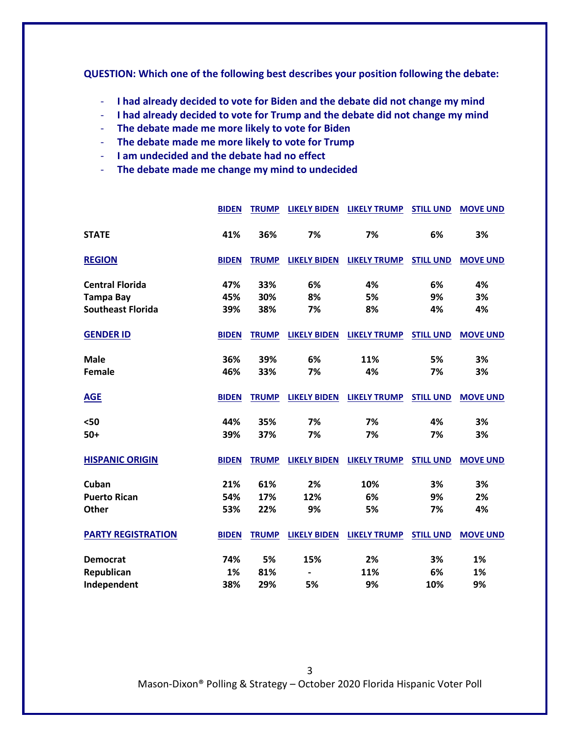**QUESTION: Which one of the following best describes your position following the debate:**

- **I had already decided to vote for Biden and the debate did not change my mind**
- **I had already decided to vote for Trump and the debate did not change my mind**
- **The debate made me more likely to vote for Biden**
- **The debate made me more likely to vote for Trump**
- **I am undecided and the debate had no effect**
- **The debate made me change my mind to undecided**

| | BIDEN | TRUMP | LIKELY BIDEN | LIKELY TRUMP | STILL UND | MOVE UND |
|---|---|---|---|---|---|---|
| **STATE** | 41% | 36% | 7% | 7% | 6% | 3% |
| **REGION** | **BIDEN** | **TRUMP** | **LIKELY BIDEN** | **LIKELY TRUMP** | **STILL UND** | **MOVE UND** |
| Central Florida | 47% | 33% | 6% | 4% | 6% | 4% |
| Tampa Bay | 45% | 30% | 8% | 5% | 9% | 3% |
| Southeast Florida | 39% | 38% | 7% | 8% | 4% | 4% |
| **GENDER ID** | **BIDEN** | **TRUMP** | **LIKELY BIDEN** | **LIKELY TRUMP** | **STILL UND** | **MOVE UND** |
| Male | 36% | 39% | 6% | 11% | 5% | 3% |
| Female | 46% | 33% | 7% | 4% | 7% | 3% |
| **AGE** | **BIDEN** | **TRUMP** | **LIKELY BIDEN** | **LIKELY TRUMP** | **STILL UND** | **MOVE UND** |
| <50 | 44% | 35% | 7% | 7% | 4% | 3% |
| 50+ | 39% | 37% | 7% | 7% | 7% | 3% |
| **HISPANIC ORIGIN** | **BIDEN** | **TRUMP** | **LIKELY BIDEN** | **LIKELY TRUMP** | **STILL UND** | **MOVE UND** |
| Cuban | 21% | 61% | 2% | 10% | 3% | 3% |
| Puerto Rican | 54% | 17% | 12% | 6% | 9% | 2% |
| Other | 53% | 22% | 9% | 5% | 7% | 4% |
| **PARTY REGISTRATION** | **BIDEN** | **TRUMP** | **LIKELY BIDEN** | **LIKELY TRUMP** | **STILL UND** | **MOVE UND** |
| Democrat | 74% | 5% | 15% | 2% | 3% | 1% |
| Republican | 1% | 81% | - | 11% | 6% | 1% |
| Independent | 38% | 29% | 5% | 9% | 10% | 9% |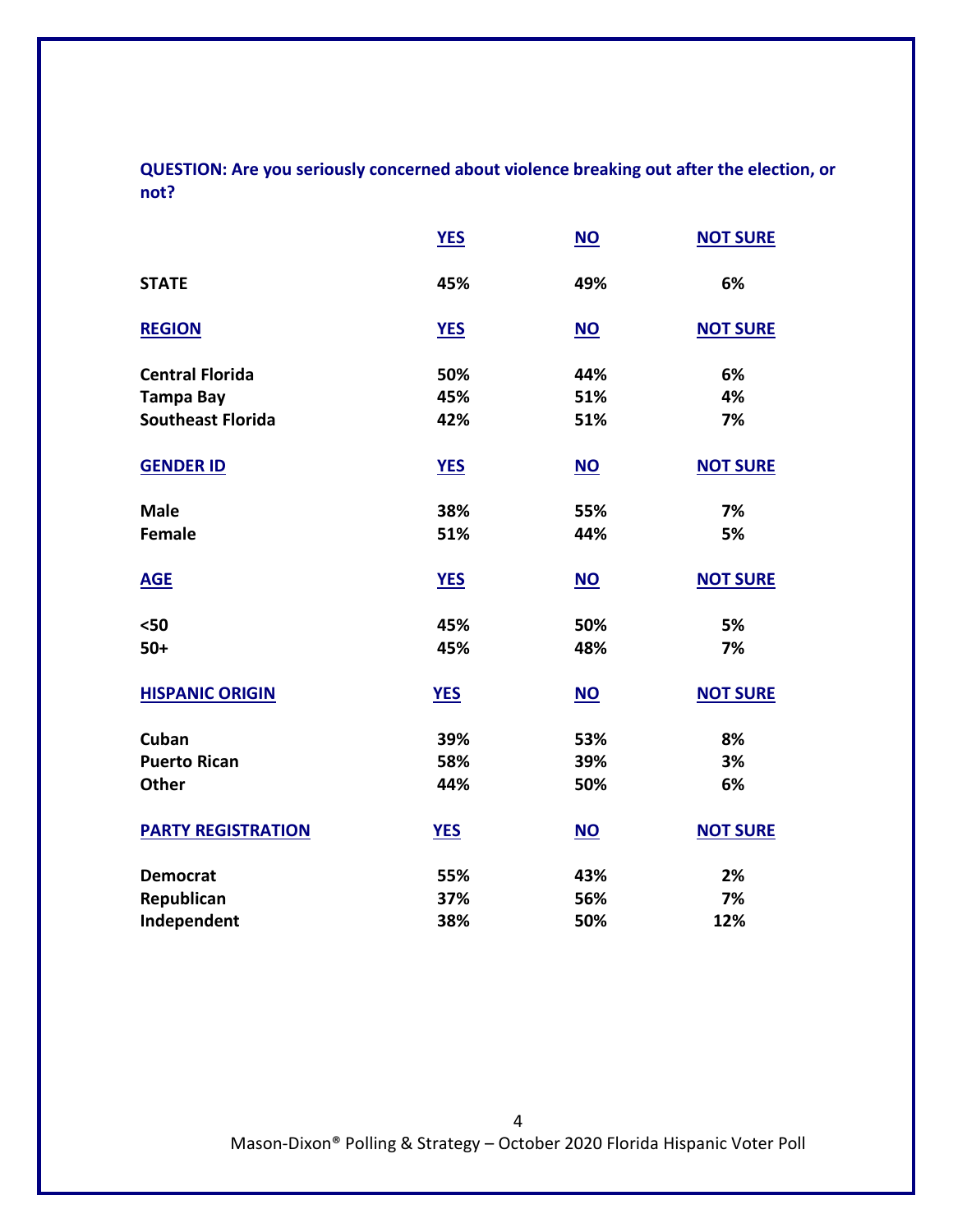**QUESTION: Are you seriously concerned about violence breaking out after the election, or not?**

| | YES | NO | NOT SURE |
|---|---|---|---|
| **STATE** | 45% | 49% | 6% |
| **REGION** | **YES** | **NO** | **NOT SURE** |
| Central Florida | 50% | 44% | 6% |
| Tampa Bay | 45% | 51% | 4% |
| Southeast Florida | 42% | 51% | 7% |
| **GENDER ID** | **YES** | **NO** | **NOT SURE** |
| Male | 38% | 55% | 7% |
| Female | 51% | 44% | 5% |
| **AGE** | **YES** | **NO** | **NOT SURE** |
| <50 | 45% | 50% | 5% |
| 50+ | 45% | 48% | 7% |
| **HISPANIC ORIGIN** | **YES** | **NO** | **NOT SURE** |
| Cuban | 39% | 53% | 8% |
| Puerto Rican | 58% | 39% | 3% |
| Other | 44% | 50% | 6% |
| **PARTY REGISTRATION** | **YES** | **NO** | **NOT SURE** |
| Democrat | 55% | 43% | 2% |
| Republican | 37% | 56% | 7% |
| Independent | 38% | 50% | 12% |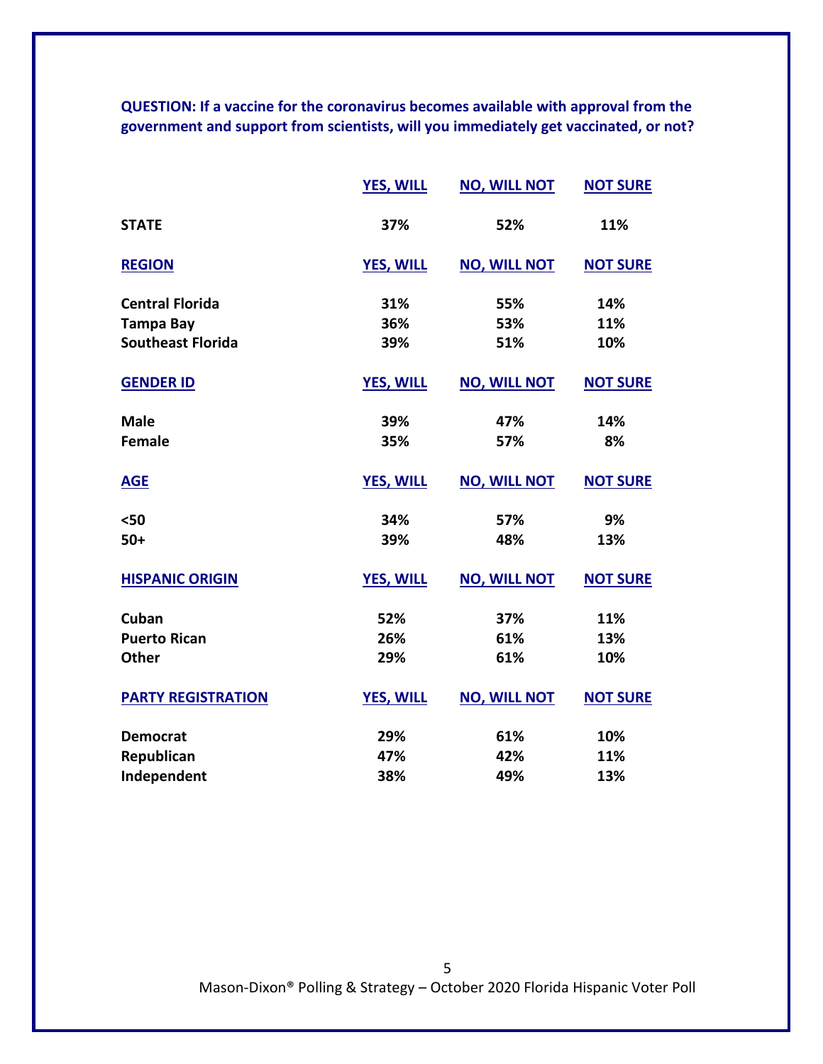**QUESTION: If a vaccine for the coronavirus becomes available with approval from the government and support from scientists, will you immediately get vaccinated, or not?**

| | YES, WILL | NO, WILL NOT | NOT SURE |
|---|---|---|---|
| **STATE** | 37% | 52% | 11% |
| **REGION** | | | |
| Central Florida | 31% | 55% | 14% |
| Tampa Bay | 36% | 53% | 11% |
| Southeast Florida | 39% | 51% | 10% |
| **GENDER ID** | | | |
| Male | 39% | 47% | 14% |
| Female | 35% | 57% | 8% |
| **AGE** | | | |
| <50 | 34% | 57% | 9% |
| 50+ | 39% | 48% | 13% |
| **HISPANIC ORIGIN** | | | |
| Cuban | 52% | 37% | 11% |
| Puerto Rican | 26% | 61% | 13% |
| Other | 29% | 61% | 10% |
| **PARTY REGISTRATION** | | | |
| Democrat | 29% | 61% | 10% |
| Republican | 47% | 42% | 11% |
| Independent | 38% | 49% | 13% |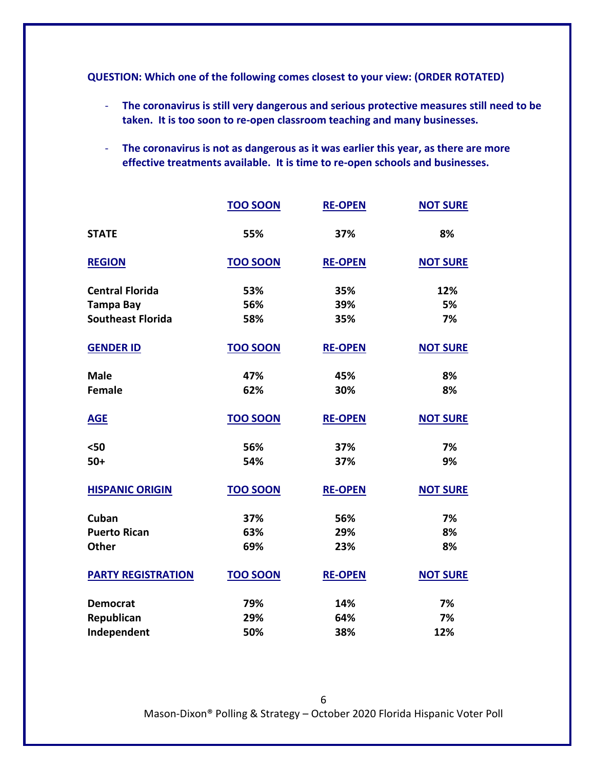**QUESTION: Which one of the following comes closest to your view: (ORDER ROTATED)**

- **The coronavirus is still very dangerous and serious protective measures still need to be taken. It is too soon to re-open classroom teaching and many businesses.**

- **The coronavirus is not as dangerous as it was earlier this year, as there are more effective treatments available. It is time to re-open schools and businesses.**

| | TOO SOON | RE-OPEN | NOT SURE |
|---|---|---|---|
| **STATE** | 55% | 37% | 8% |
| **REGION** | **TOO SOON** | **RE-OPEN** | **NOT SURE** |
| Central Florida | 53% | 35% | 12% |
| Tampa Bay | 56% | 39% | 5% |
| Southeast Florida | 58% | 35% | 7% |
| **GENDER ID** | **TOO SOON** | **RE-OPEN** | **NOT SURE** |
| Male | 47% | 45% | 8% |
| Female | 62% | 30% | 8% |
| **AGE** | **TOO SOON** | **RE-OPEN** | **NOT SURE** |
| <50 | 56% | 37% | 7% |
| 50+ | 54% | 37% | 9% |
| **HISPANIC ORIGIN** | **TOO SOON** | **RE-OPEN** | **NOT SURE** |
| Cuban | 37% | 56% | 7% |
| Puerto Rican | 63% | 29% | 8% |
| Other | 69% | 23% | 8% |
| **PARTY REGISTRATION** | **TOO SOON** | **RE-OPEN** | **NOT SURE** |
| Democrat | 79% | 14% | 7% |
| Republican | 29% | 64% | 7% |
| Independent | 50% | 38% | 12% |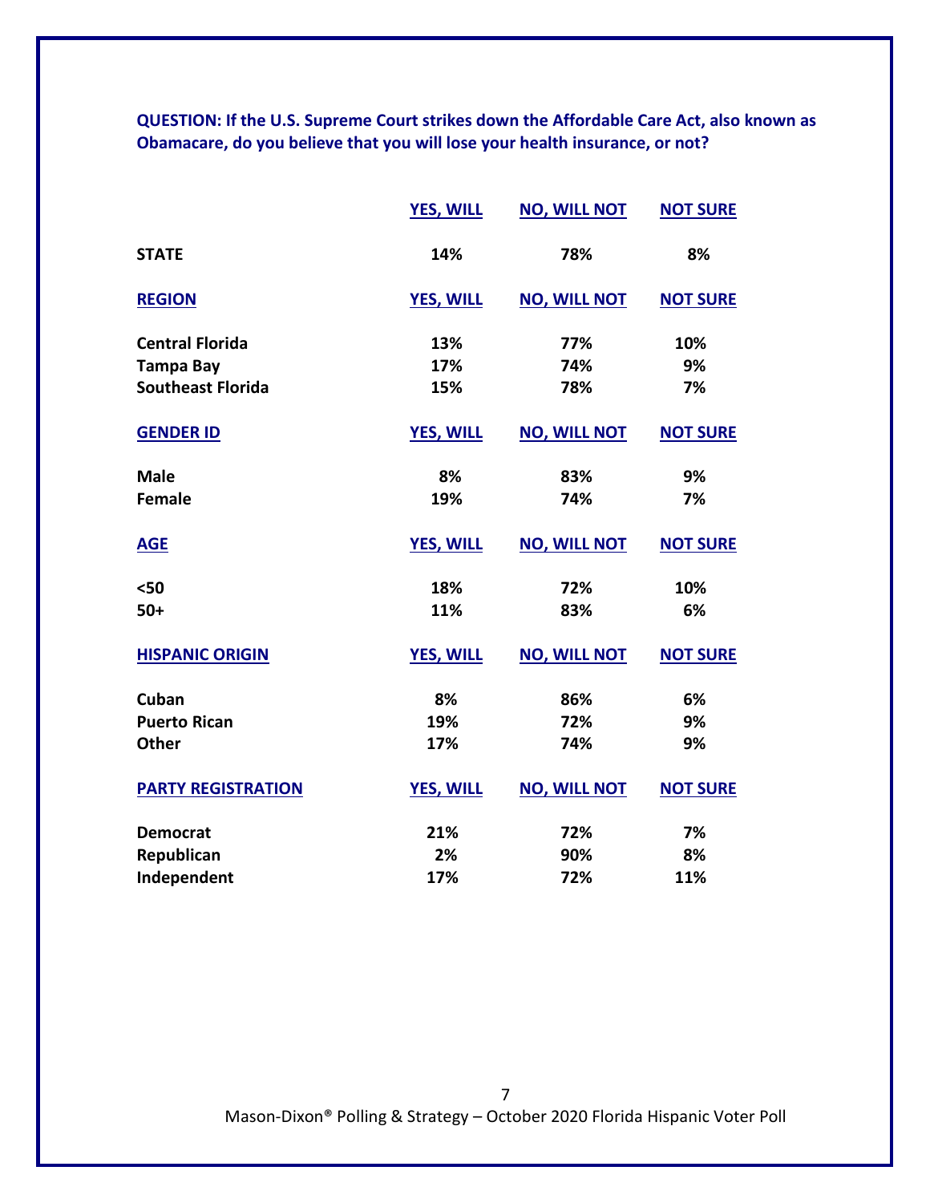**QUESTION: If the U.S. Supreme Court strikes down the Affordable Care Act, also known as Obamacare, do you believe that you will lose your health insurance, or not?**

| | YES, WILL | NO, WILL NOT | NOT SURE |
|---|---|---|---|
| **STATE** | 14% | 78% | 8% |
| **REGION** | **YES, WILL** | **NO, WILL NOT** | **NOT SURE** |
| Central Florida | 13% | 77% | 10% |
| Tampa Bay | 17% | 74% | 9% |
| Southeast Florida | 15% | 78% | 7% |
| **GENDER ID** | **YES, WILL** | **NO, WILL NOT** | **NOT SURE** |
| Male | 8% | 83% | 9% |
| Female | 19% | 74% | 7% |
| **AGE** | **YES, WILL** | **NO, WILL NOT** | **NOT SURE** |
| <50 | 18% | 72% | 10% |
| 50+ | 11% | 83% | 6% |
| **HISPANIC ORIGIN** | **YES, WILL** | **NO, WILL NOT** | **NOT SURE** |
| Cuban | 8% | 86% | 6% |
| Puerto Rican | 19% | 72% | 9% |
| Other | 17% | 74% | 9% |
| **PARTY REGISTRATION** | **YES, WILL** | **NO, WILL NOT** | **NOT SURE** |
| Democrat | 21% | 72% | 7% |
| Republican | 2% | 90% | 8% |
| Independent | 17% | 72% | 11% |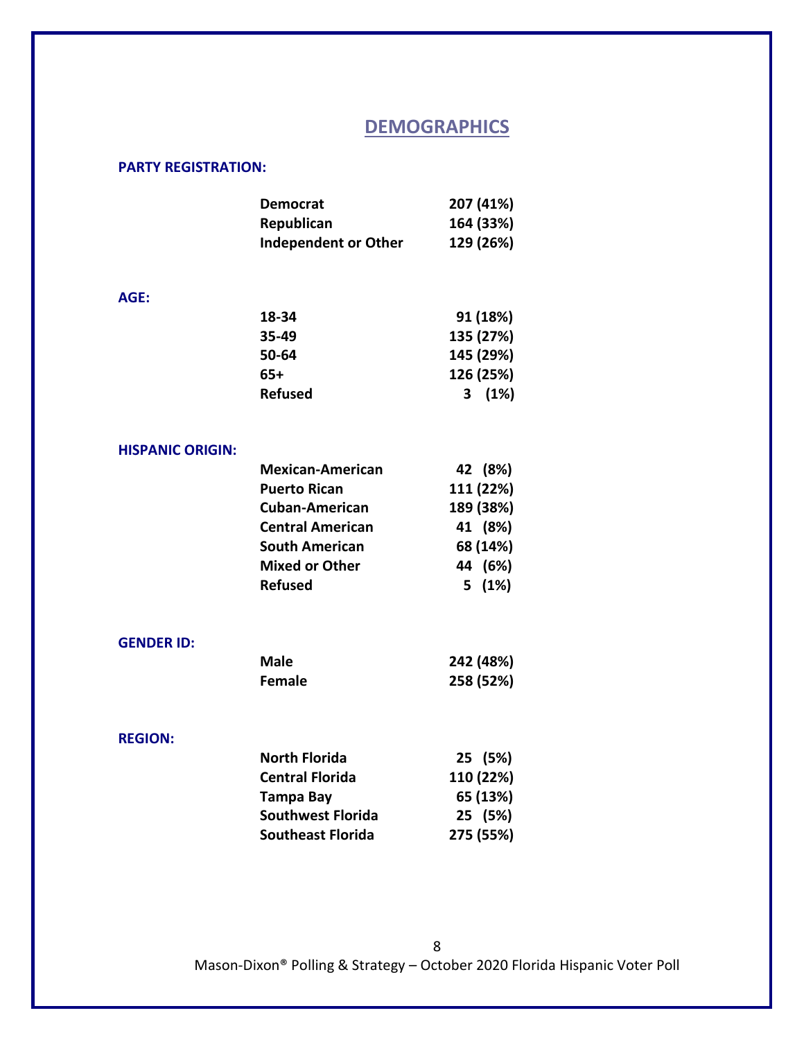# DEMOGRAPHICS

**PARTY REGISTRATION:**

| | |
|---|---|
| **Democrat** | **207 (41%)** |
| **Republican** | **164 (33%)** |
| **Independent or Other** | **129 (26%)** |

**AGE:**

| | |
|---|---|
| **18-34** | **91 (18%)** |
| **35-49** | **135 (27%)** |
| **50-64** | **145 (29%)** |
| **65+** | **126 (25%)** |
| **Refused** | **3 (1%)** |

**HISPANIC ORIGIN:**

| | |
|---|---|
| **Mexican-American** | **42 (8%)** |
| **Puerto Rican** | **111 (22%)** |
| **Cuban-American** | **189 (38%)** |
| **Central American** | **41 (8%)** |
| **South American** | **68 (14%)** |
| **Mixed or Other** | **44 (6%)** |
| **Refused** | **5 (1%)** |

**GENDER ID:**

| | |
|---|---|
| **Male** | **242 (48%)** |
| **Female** | **258 (52%)** |

**REGION:**

| | |
|---|---|
| **North Florida** | **25 (5%)** |
| **Central Florida** | **110 (22%)** |
| **Tampa Bay** | **65 (13%)** |
| **Southwest Florida** | **25 (5%)** |
| **Southeast Florida** | **275 (55%)** |